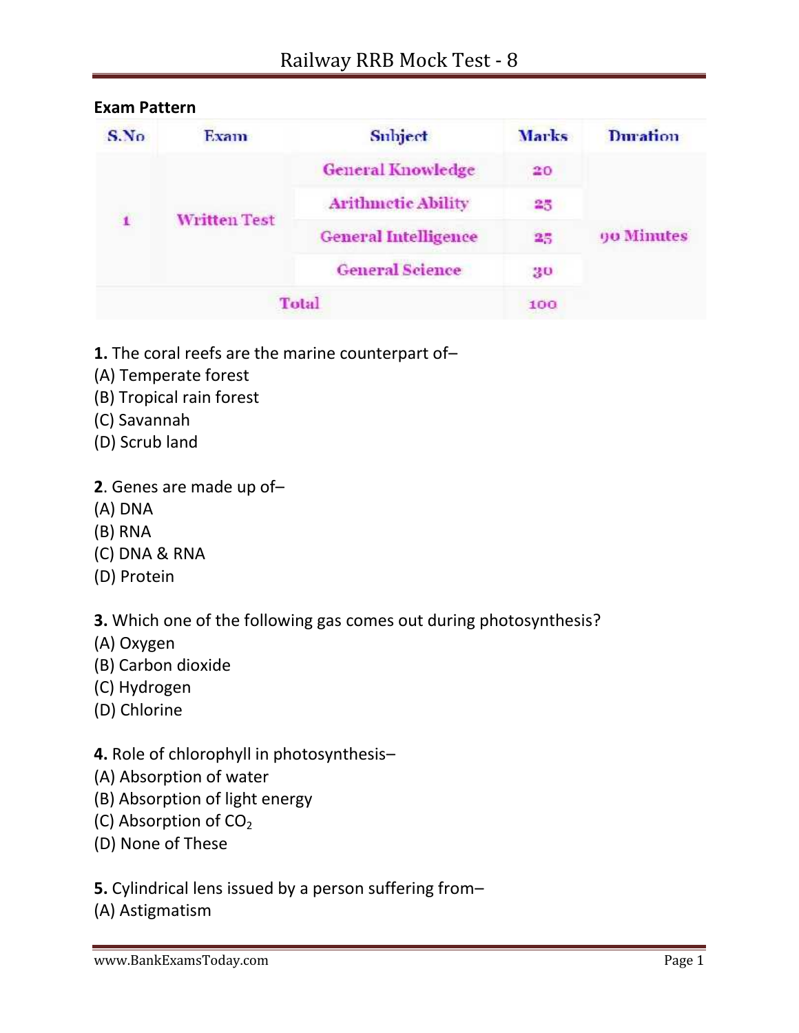# Railway RRB Mock Test - 8

**Exam Pattern**

| S.No | Exam | Subject | Marks | Duration |
|---|---|---|---|---|
| 1 | Written Test | General Knowledge | 20 | 90 Minutes |
| | | Arithmetic Ability | 25 | |
| | | General Intelligence | 25 | |
| | | General Science | 30 | |
| Total | | | 100 | |

**1.** The coral reefs are the marine counterpart of–
(A) Temperate forest
(B) Tropical rain forest
(C) Savannah
(D) Scrub land

**2**. Genes are made up of–
(A) DNA
(B) RNA
(C) DNA & RNA
(D) Protein

**3.** Which one of the following gas comes out during photosynthesis?
(A) Oxygen
(B) Carbon dioxide
(C) Hydrogen
(D) Chlorine

**4.** Role of chlorophyll in photosynthesis–
(A) Absorption of water
(B) Absorption of light energy
(C) Absorption of $CO_2$
(D) None of These

**5.** Cylindrical lens issued by a person suffering from–
(A) Astigmatism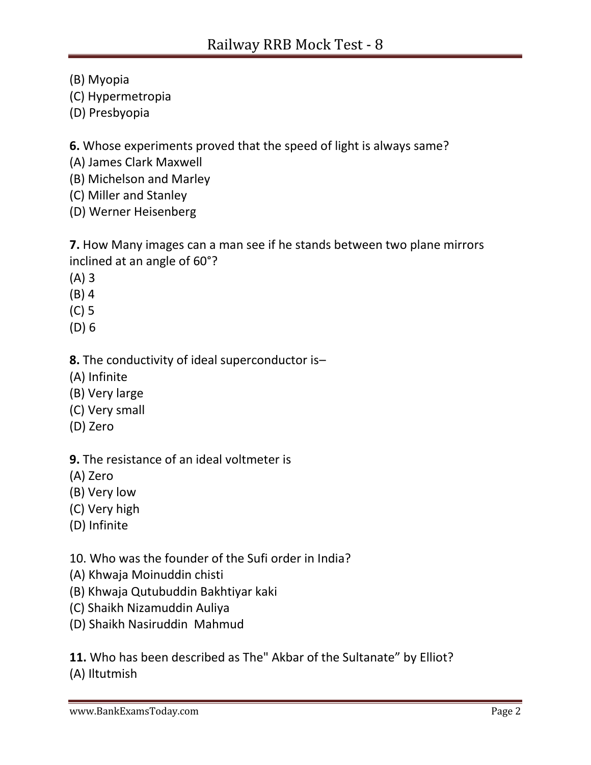(B) Myopia
(C) Hypermetropia
(D) Presbyopia

**6.** Whose experiments proved that the speed of light is always same?
(A) James Clark Maxwell
(B) Michelson and Marley
(C) Miller and Stanley
(D) Werner Heisenberg

**7.** How Many images can a man see if he stands between two plane mirrors inclined at an angle of 60°?
(A) 3
(B) 4
(C) 5
(D) 6

**8.** The conductivity of ideal superconductor is–
(A) Infinite
(B) Very large
(C) Very small
(D) Zero

**9.** The resistance of an ideal voltmeter is
(A) Zero
(B) Very low
(C) Very high
(D) Infinite

10. Who was the founder of the Sufi order in India?
(A) Khwaja Moinuddin chisti
(B) Khwaja Qutubuddin Bakhtiyar kaki
(C) Shaikh Nizamuddin Auliya
(D) Shaikh Nasiruddin Mahmud

**11.** Who has been described as The" Akbar of the Sultanate” by Elliot?
(A) Iltutmish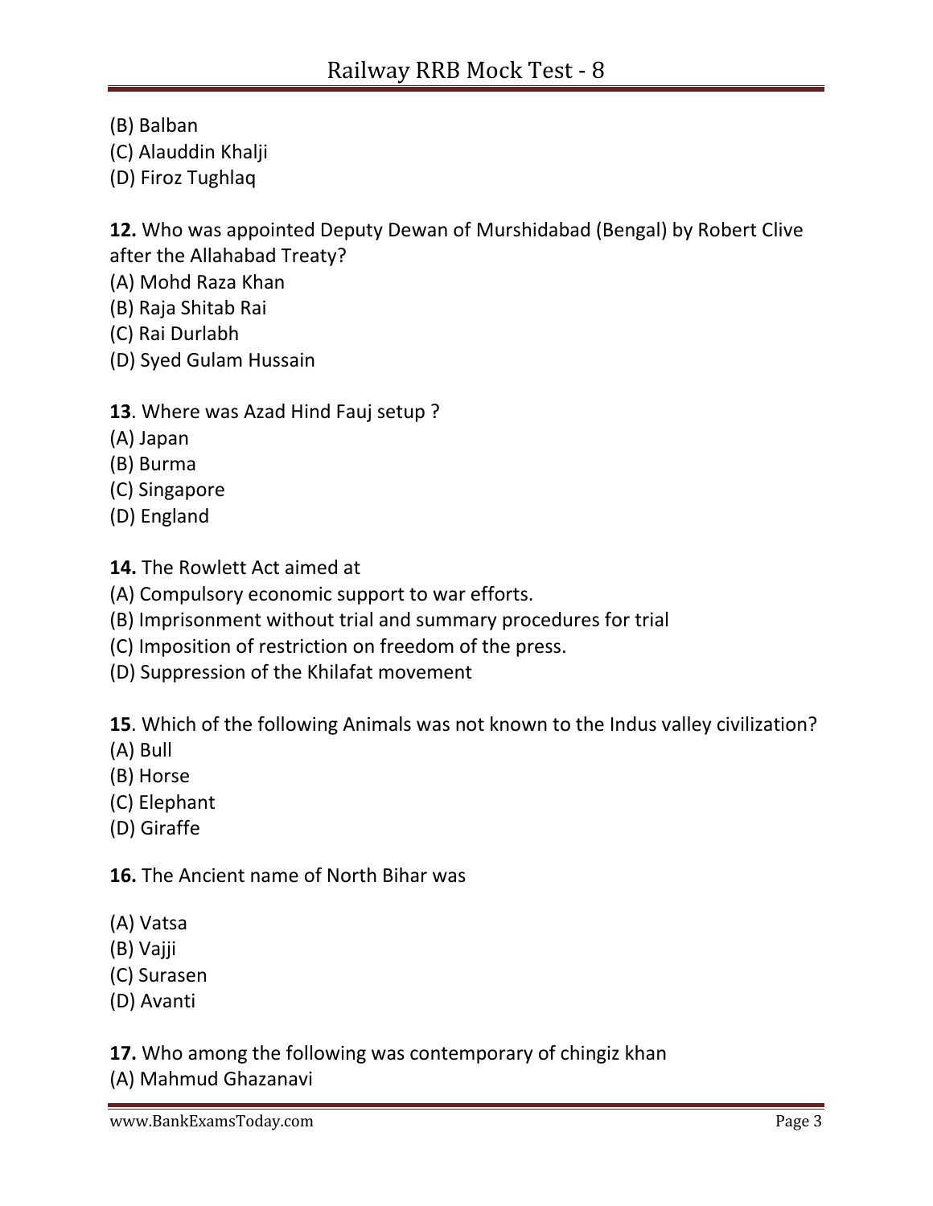(B) Balban
(C) Alauddin Khalji
(D) Firoz Tughlaq

**12.** Who was appointed Deputy Dewan of Murshidabad (Bengal) by Robert Clive after the Allahabad Treaty?
(A) Mohd Raza Khan
(B) Raja Shitab Rai
(C) Rai Durlabh
(D) Syed Gulam Hussain

**13**. Where was Azad Hind Fauj setup ?
(A) Japan
(B) Burma
(C) Singapore
(D) England

**14.** The Rowlett Act aimed at
(A) Compulsory economic support to war efforts.
(B) Imprisonment without trial and summary procedures for trial
(C) Imposition of restriction on freedom of the press.
(D) Suppression of the Khilafat movement

**15**. Which of the following Animals was not known to the Indus valley civilization?
(A) Bull
(B) Horse
(C) Elephant
(D) Giraffe

**16.** The Ancient name of North Bihar was

(A) Vatsa
(B) Vajji
(C) Surasen
(D) Avanti

**17.** Who among the following was contemporary of chingiz khan
(A) Mahmud Ghazanavi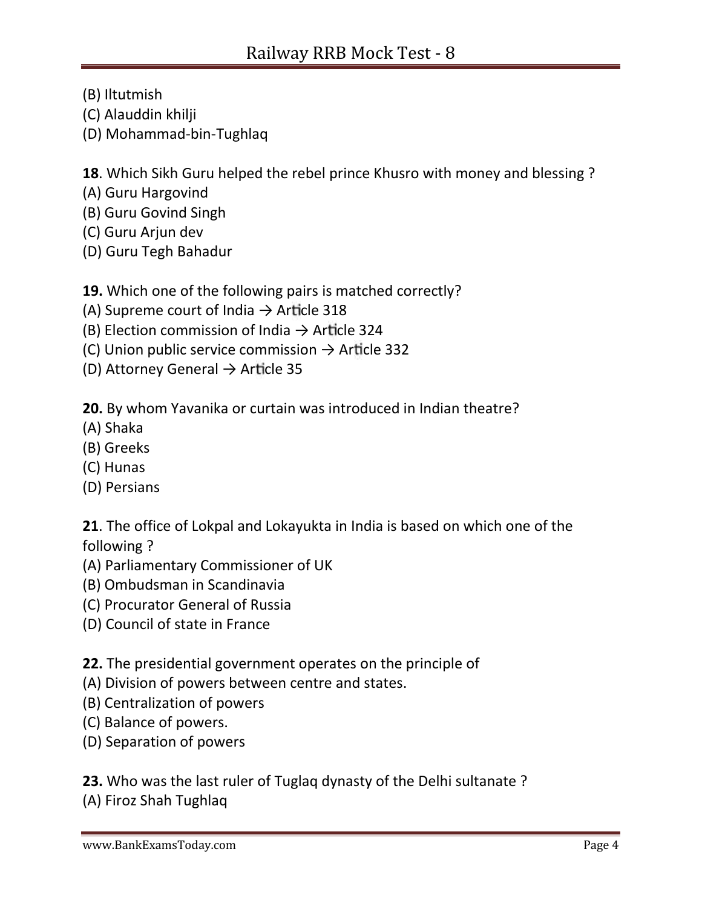(B) Iltutmish
(C) Alauddin khilji
(D) Mohammad-bin-Tughlaq

**18**. Which Sikh Guru helped the rebel prince Khusro with money and blessing ?
(A) Guru Hargovind
(B) Guru Govind Singh
(C) Guru Arjun dev
(D) Guru Tegh Bahadur

**19.** Which one of the following pairs is matched correctly?
(A) Supreme court of India → Article 318
(B) Election commission of India → Article 324
(C) Union public service commission → Article 332
(D) Attorney General → Article 35

**20.** By whom Yavanika or curtain was introduced in Indian theatre?
(A) Shaka
(B) Greeks
(C) Hunas
(D) Persians

**21**. The office of Lokpal and Lokayukta in India is based on which one of the following ?
(A) Parliamentary Commissioner of UK
(B) Ombudsman in Scandinavia
(C) Procurator General of Russia
(D) Council of state in France

**22.** The presidential government operates on the principle of
(A) Division of powers between centre and states.
(B) Centralization of powers
(C) Balance of powers.
(D) Separation of powers

**23.** Who was the last ruler of Tuglaq dynasty of the Delhi sultanate ?
(A) Firoz Shah Tughlaq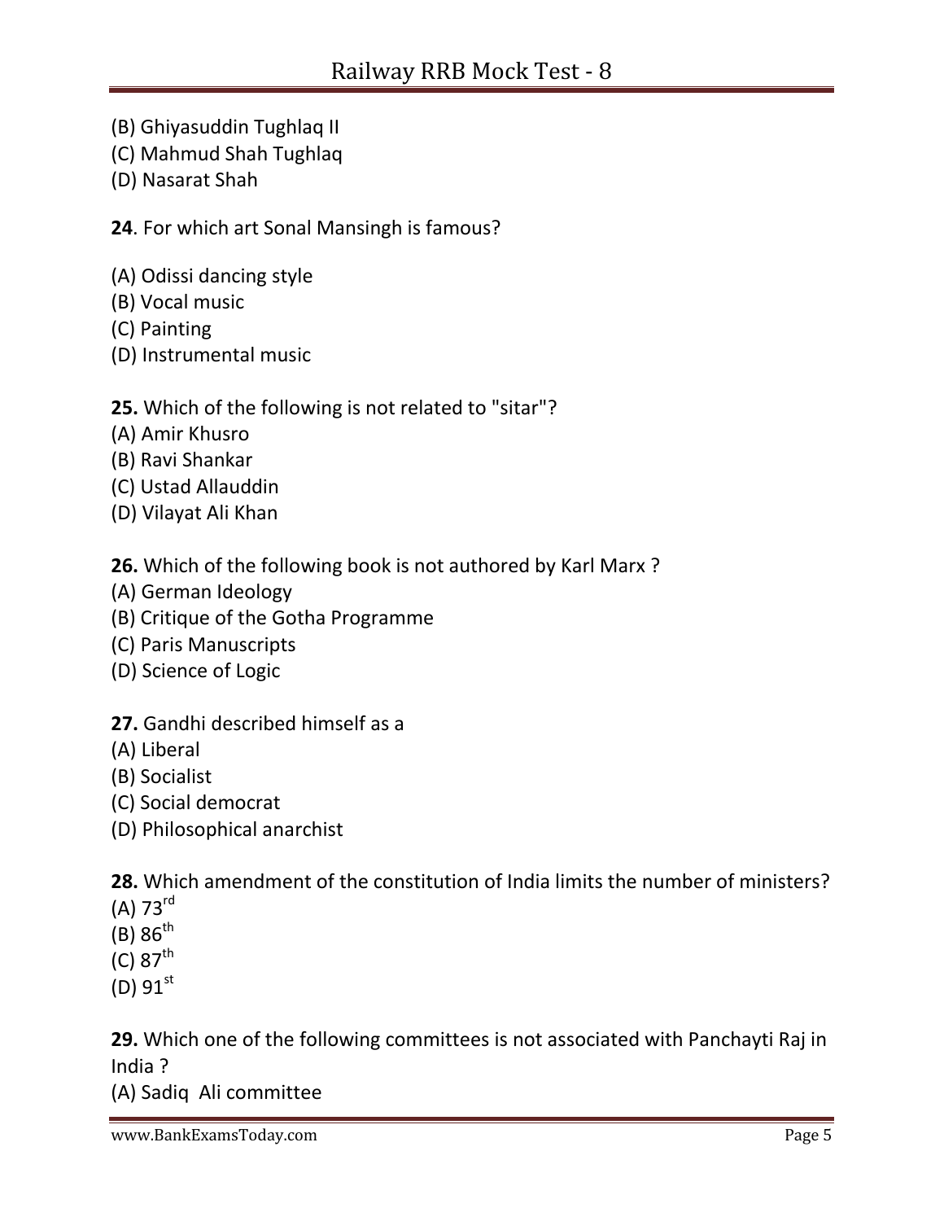(B) Ghiyasuddin Tughlaq II
(C) Mahmud Shah Tughlaq
(D) Nasarat Shah

**24**. For which art Sonal Mansingh is famous?

(A) Odissi dancing style
(B) Vocal music
(C) Painting
(D) Instrumental music

**25.** Which of the following is not related to "sitar"?
(A) Amir Khusro
(B) Ravi Shankar
(C) Ustad Allauddin
(D) Vilayat Ali Khan

**26.** Which of the following book is not authored by Karl Marx ?
(A) German Ideology
(B) Critique of the Gotha Programme
(C) Paris Manuscripts
(D) Science of Logic

**27.** Gandhi described himself as a
(A) Liberal
(B) Socialist
(C) Social democrat
(D) Philosophical anarchist

**28.** Which amendment of the constitution of India limits the number of ministers?
(A) 73rd
(B) 86th
(C) 87th
(D) 91st

**29.** Which one of the following committees is not associated with Panchayti Raj in India ?
(A) Sadiq Ali committee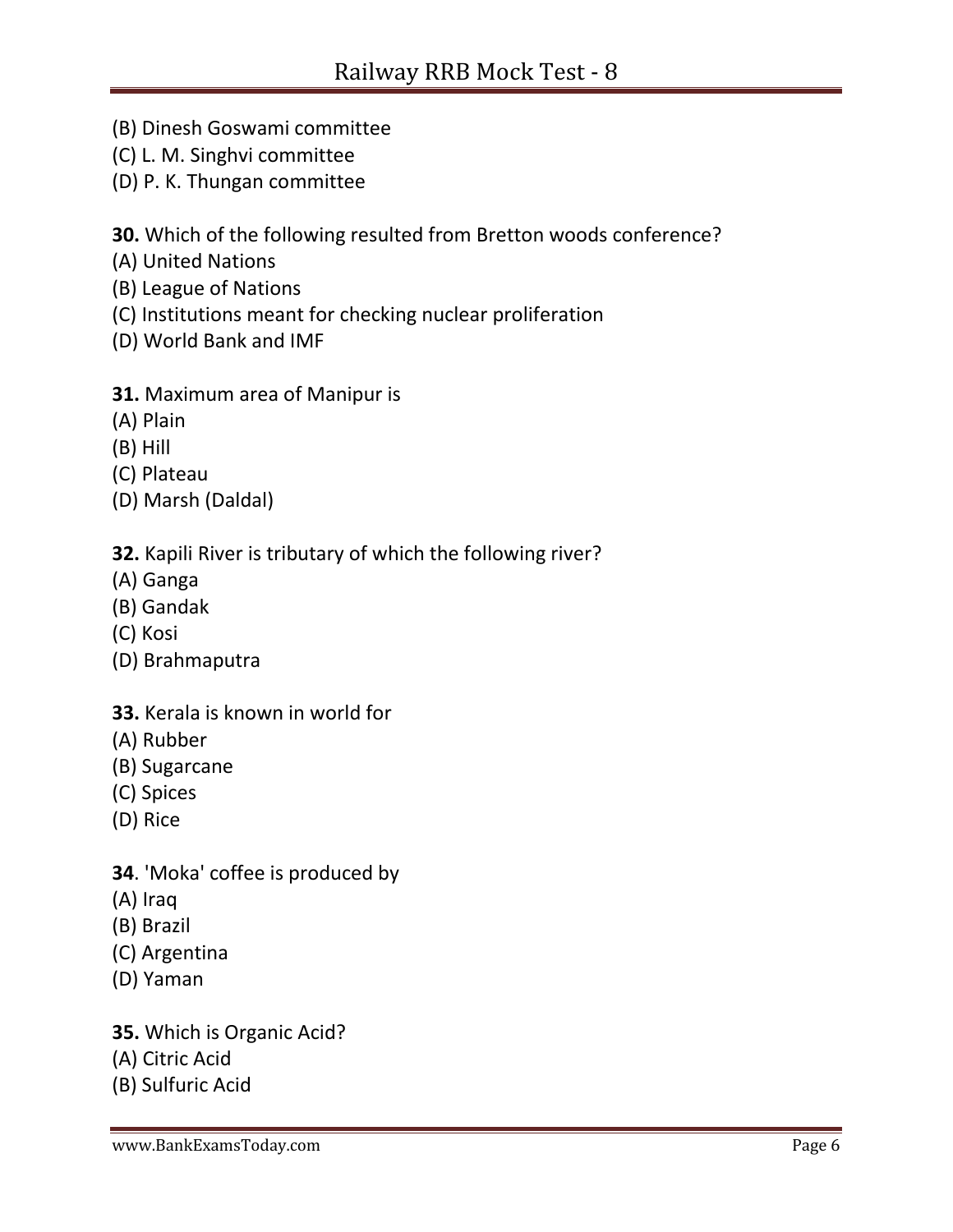(B) Dinesh Goswami committee
(C) L. M. Singhvi committee
(D) P. K. Thungan committee

**30.** Which of the following resulted from Bretton woods conference?
(A) United Nations
(B) League of Nations
(C) Institutions meant for checking nuclear proliferation
(D) World Bank and IMF

**31.** Maximum area of Manipur is
(A) Plain
(B) Hill
(C) Plateau
(D) Marsh (Daldal)

**32.** Kapili River is tributary of which the following river?
(A) Ganga
(B) Gandak
(C) Kosi
(D) Brahmaputra

**33.** Kerala is known in world for
(A) Rubber
(B) Sugarcane
(C) Spices
(D) Rice

**34**. 'Moka' coffee is produced by
(A) Iraq
(B) Brazil
(C) Argentina
(D) Yaman

**35.** Which is Organic Acid?
(A) Citric Acid
(B) Sulfuric Acid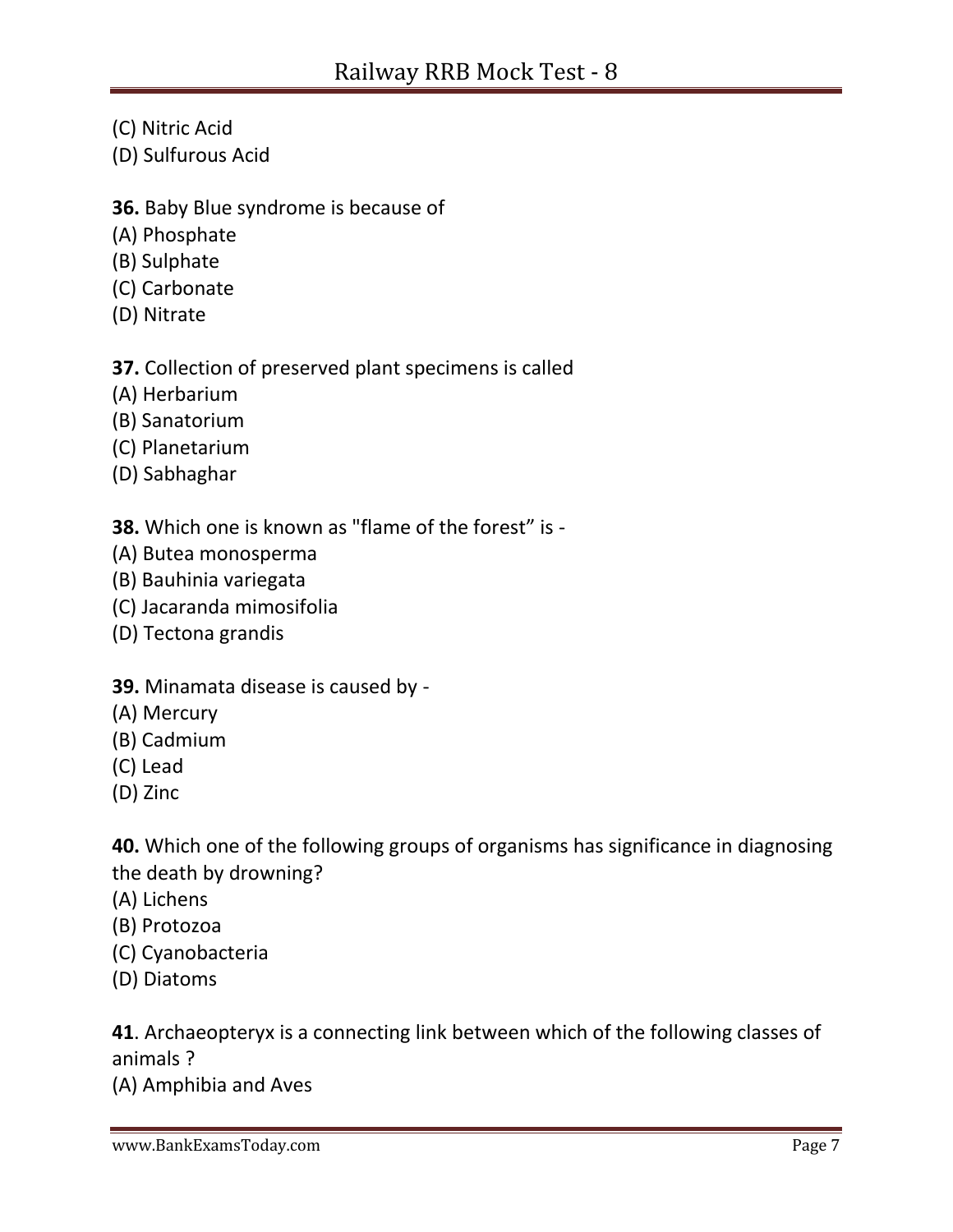(C) Nitric Acid
(D) Sulfurous Acid

**36.** Baby Blue syndrome is because of
(A) Phosphate
(B) Sulphate
(C) Carbonate
(D) Nitrate

**37.** Collection of preserved plant specimens is called
(A) Herbarium
(B) Sanatorium
(C) Planetarium
(D) Sabhaghar

**38.** Which one is known as "flame of the forest" is -
(A) Butea monosperma
(B) Bauhinia variegata
(C) Jacaranda mimosifolia
(D) Tectona grandis

**39.** Minamata disease is caused by -
(A) Mercury
(B) Cadmium
(C) Lead
(D) Zinc

**40.** Which one of the following groups of organisms has significance in diagnosing the death by drowning?
(A) Lichens
(B) Protozoa
(C) Cyanobacteria
(D) Diatoms

**41**. Archaeopteryx is a connecting link between which of the following classes of animals ?
(A) Amphibia and Aves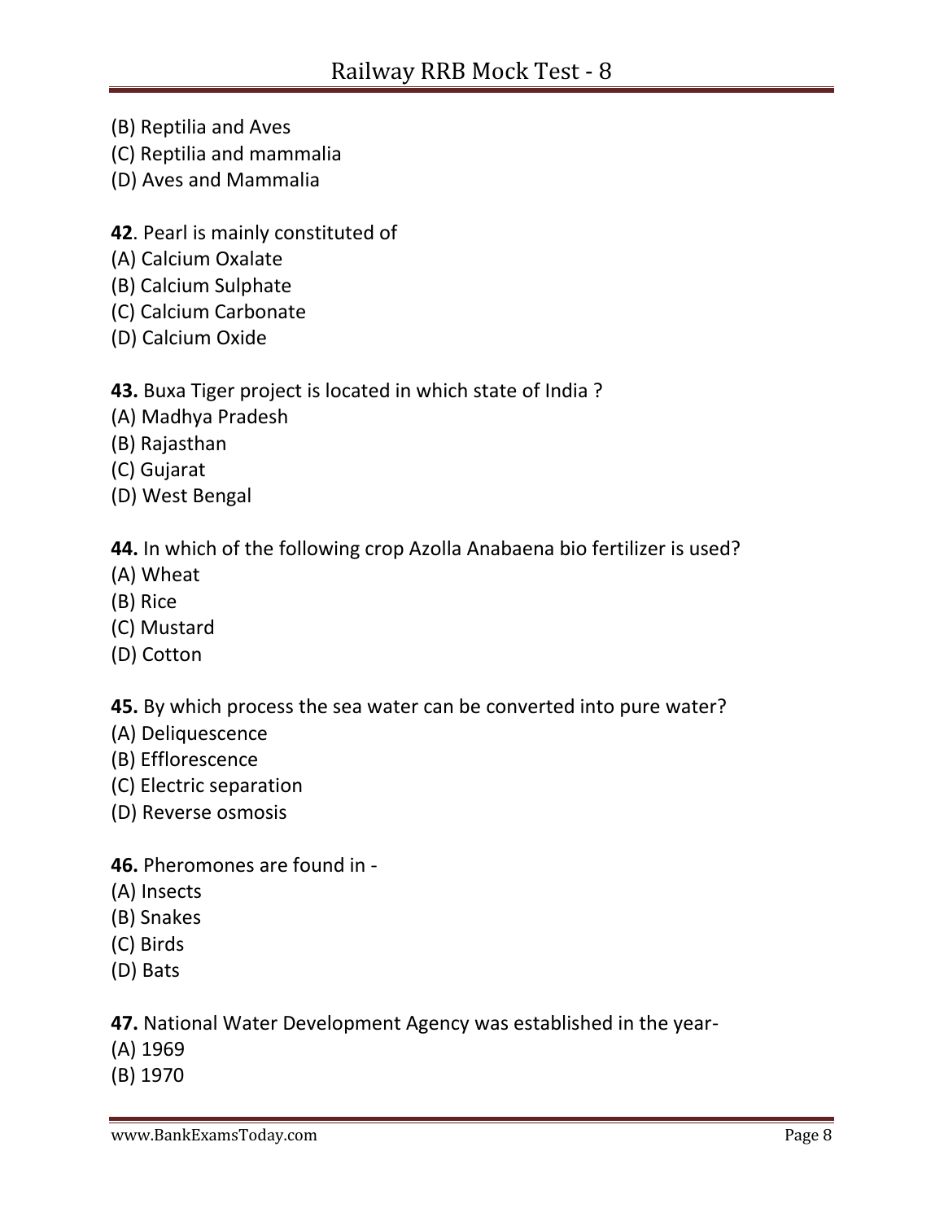(B) Reptilia and Aves
(C) Reptilia and mammalia
(D) Aves and Mammalia

**42**. Pearl is mainly constituted of
(A) Calcium Oxalate
(B) Calcium Sulphate
(C) Calcium Carbonate
(D) Calcium Oxide

**43.** Buxa Tiger project is located in which state of India ?
(A) Madhya Pradesh
(B) Rajasthan
(C) Gujarat
(D) West Bengal

**44.** In which of the following crop Azolla Anabaena bio fertilizer is used?
(A) Wheat
(B) Rice
(C) Mustard
(D) Cotton

**45.** By which process the sea water can be converted into pure water?
(A) Deliquescence
(B) Efflorescence
(C) Electric separation
(D) Reverse osmosis

**46.** Pheromones are found in -
(A) Insects
(B) Snakes
(C) Birds
(D) Bats

**47.** National Water Development Agency was established in the year-
(A) 1969
(B) 1970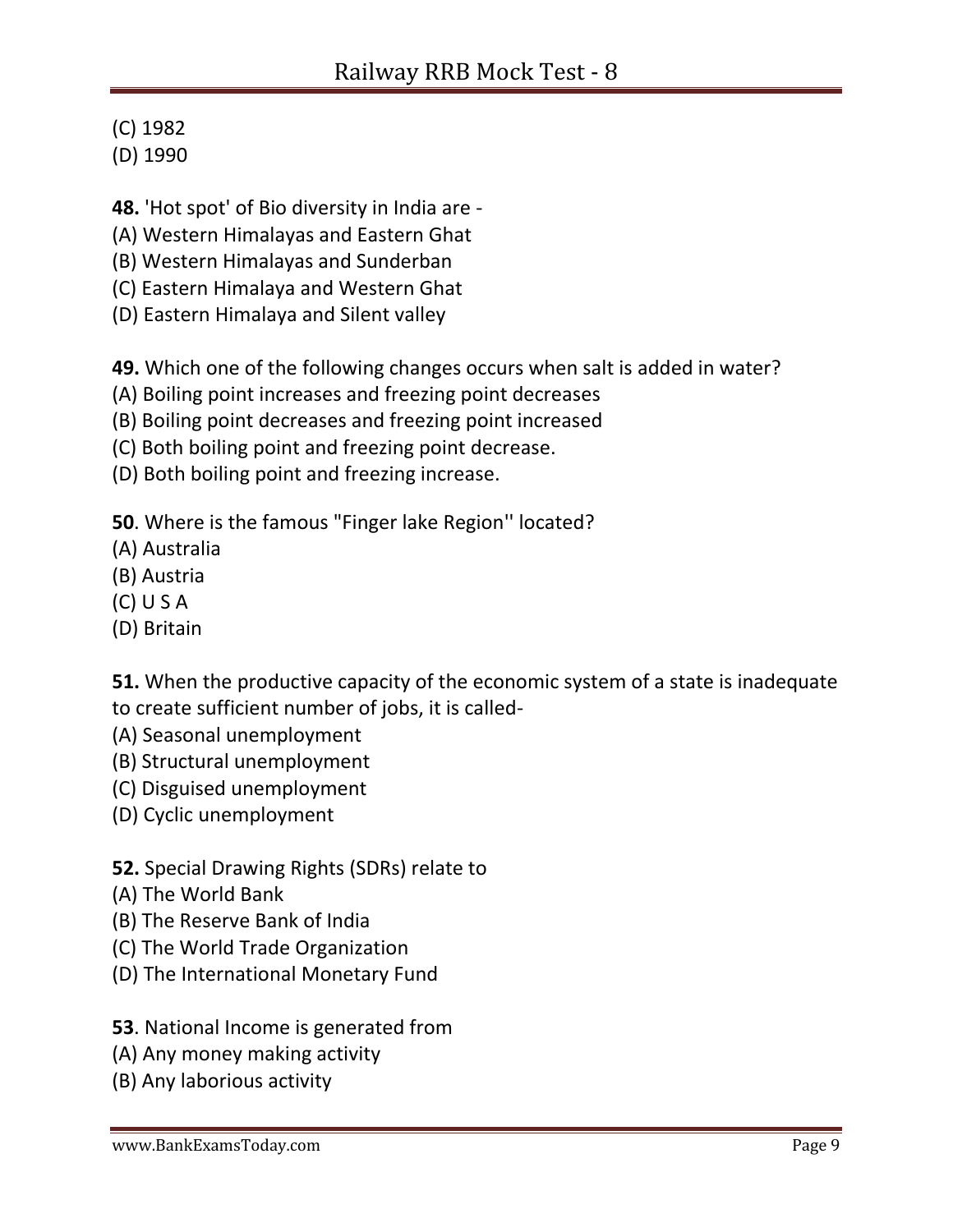(C) 1982
(D) 1990

**48.** 'Hot spot' of Bio diversity in India are -
(A) Western Himalayas and Eastern Ghat
(B) Western Himalayas and Sunderban
(C) Eastern Himalaya and Western Ghat
(D) Eastern Himalaya and Silent valley

**49.** Which one of the following changes occurs when salt is added in water?
(A) Boiling point increases and freezing point decreases
(B) Boiling point decreases and freezing point increased
(C) Both boiling point and freezing point decrease.
(D) Both boiling point and freezing increase.

**50**. Where is the famous "Finger lake Region'' located?
(A) Australia
(B) Austria
(C) U S A
(D) Britain

**51.** When the productive capacity of the economic system of a state is inadequate to create sufficient number of jobs, it is called-
(A) Seasonal unemployment
(B) Structural unemployment
(C) Disguised unemployment
(D) Cyclic unemployment

**52.** Special Drawing Rights (SDRs) relate to
(A) The World Bank
(B) The Reserve Bank of India
(C) The World Trade Organization
(D) The International Monetary Fund

**53**. National Income is generated from
(A) Any money making activity
(B) Any laborious activity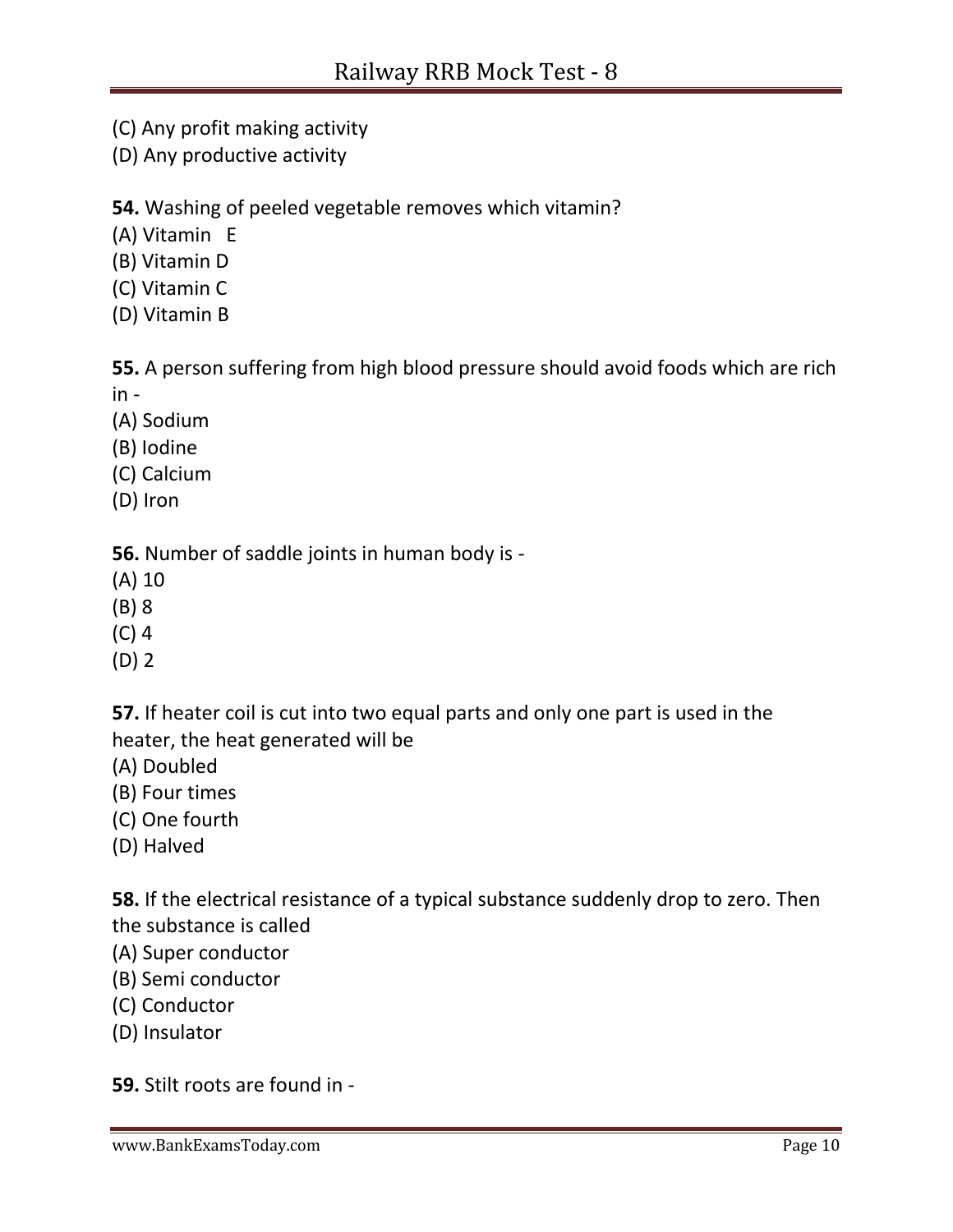(C) Any profit making activity
(D) Any productive activity

**54.** Washing of peeled vegetable removes which vitamin?
(A) Vitamin E
(B) Vitamin D
(C) Vitamin C
(D) Vitamin B

**55.** A person suffering from high blood pressure should avoid foods which are rich in -
(A) Sodium
(B) Iodine
(C) Calcium
(D) Iron

**56.** Number of saddle joints in human body is -
(A) 10
(B) 8
(C) 4
(D) 2

**57.** If heater coil is cut into two equal parts and only one part is used in the heater, the heat generated will be
(A) Doubled
(B) Four times
(C) One fourth
(D) Halved

**58.** If the electrical resistance of a typical substance suddenly drop to zero. Then the substance is called
(A) Super conductor
(B) Semi conductor
(C) Conductor
(D) Insulator

**59.** Stilt roots are found in -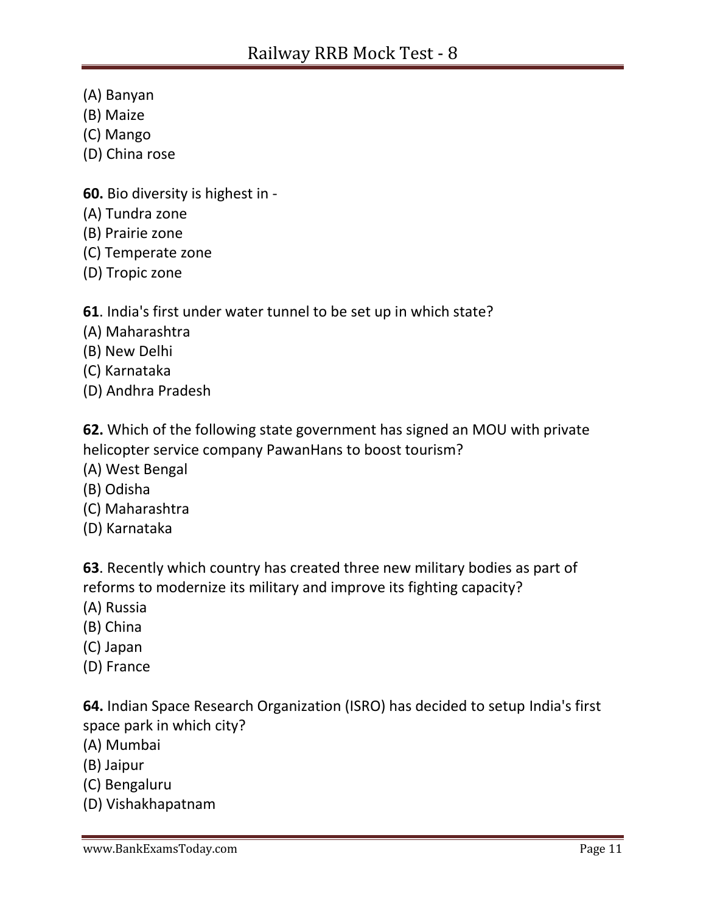(A) Banyan
(B) Maize
(C) Mango
(D) China rose

**60.** Bio diversity is highest in -
(A) Tundra zone
(B) Prairie zone
(C) Temperate zone
(D) Tropic zone

**61**. India's first under water tunnel to be set up in which state?
(A) Maharashtra
(B) New Delhi
(C) Karnataka
(D) Andhra Pradesh

**62.** Which of the following state government has signed an MOU with private helicopter service company PawanHans to boost tourism?
(A) West Bengal
(B) Odisha
(C) Maharashtra
(D) Karnataka

**63**. Recently which country has created three new military bodies as part of reforms to modernize its military and improve its fighting capacity?
(A) Russia
(B) China
(C) Japan
(D) France

**64.** Indian Space Research Organization (ISRO) has decided to setup India's first space park in which city?
(A) Mumbai
(B) Jaipur
(C) Bengaluru
(D) Vishakhapatnam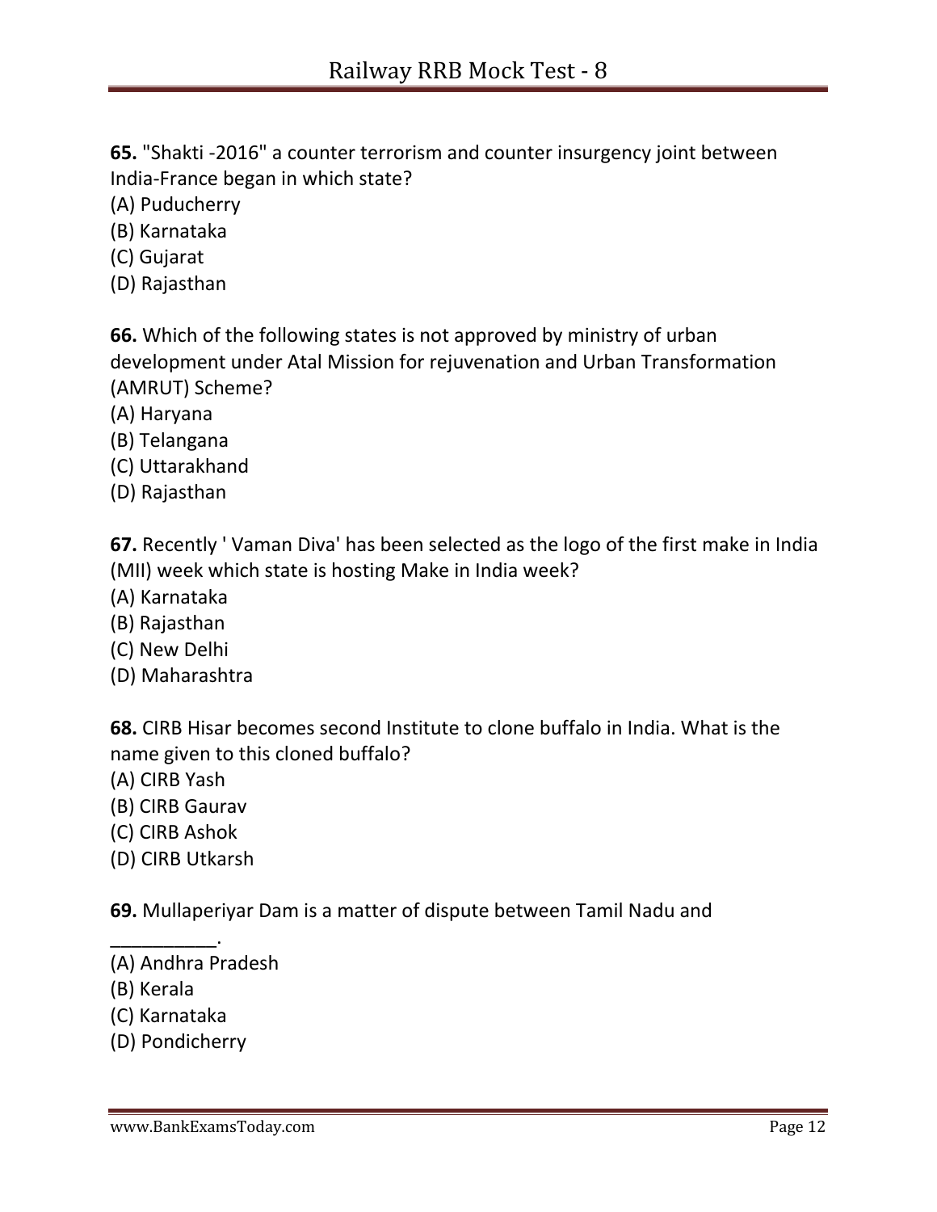**65.** "Shakti -2016" a counter terrorism and counter insurgency joint between India-France began in which state?
(A) Puducherry
(B) Karnataka
(C) Gujarat
(D) Rajasthan

**66.** Which of the following states is not approved by ministry of urban development under Atal Mission for rejuvenation and Urban Transformation (AMRUT) Scheme?
(A) Haryana
(B) Telangana
(C) Uttarakhand
(D) Rajasthan

**67.** Recently ' Vaman Diva' has been selected as the logo of the first make in India (MII) week which state is hosting Make in India week?
(A) Karnataka
(B) Rajasthan
(C) New Delhi
(D) Maharashtra

**68.** CIRB Hisar becomes second Institute to clone buffalo in India. What is the name given to this cloned buffalo?
(A) CIRB Yash
(B) CIRB Gaurav
(C) CIRB Ashok
(D) CIRB Utkarsh

**69.** Mullaperiyar Dam is a matter of dispute between Tamil Nadu and __________.
(A) Andhra Pradesh
(B) Kerala
(C) Karnataka
(D) Pondicherry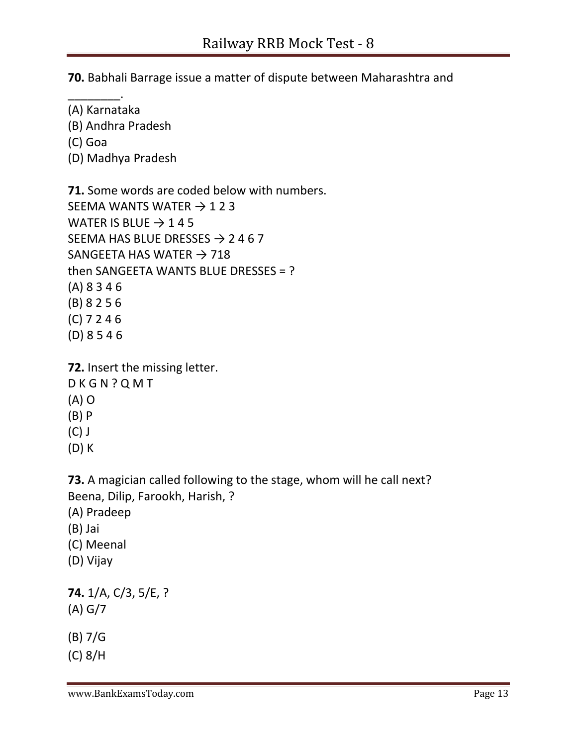**70.** Babhali Barrage issue a matter of dispute between Maharashtra and ________.

(A) Karnataka
(B) Andhra Pradesh
(C) Goa
(D) Madhya Pradesh

**71.** Some words are coded below with numbers.
SEEMA WANTS WATER → 1 2 3
WATER IS BLUE → 1 4 5
SEEMA HAS BLUE DRESSES → 2 4 6 7
SANGEETA HAS WATER → 718
then SANGEETA WANTS BLUE DRESSES = ?

(A) 8 3 4 6
(B) 8 2 5 6
(C) 7 2 4 6
(D) 8 5 4 6

**72.** Insert the missing letter.
D K G N ? Q M T

(A) O
(B) P
(C) J
(D) K

**73.** A magician called following to the stage, whom will he call next?
Beena, Dilip, Farookh, Harish, ?

(A) Pradeep
(B) Jai
(C) Meenal
(D) Vijay

**74.** 1/A, C/3, 5/E, ?

(A) G/7

(B) 7/G
(C) 8/H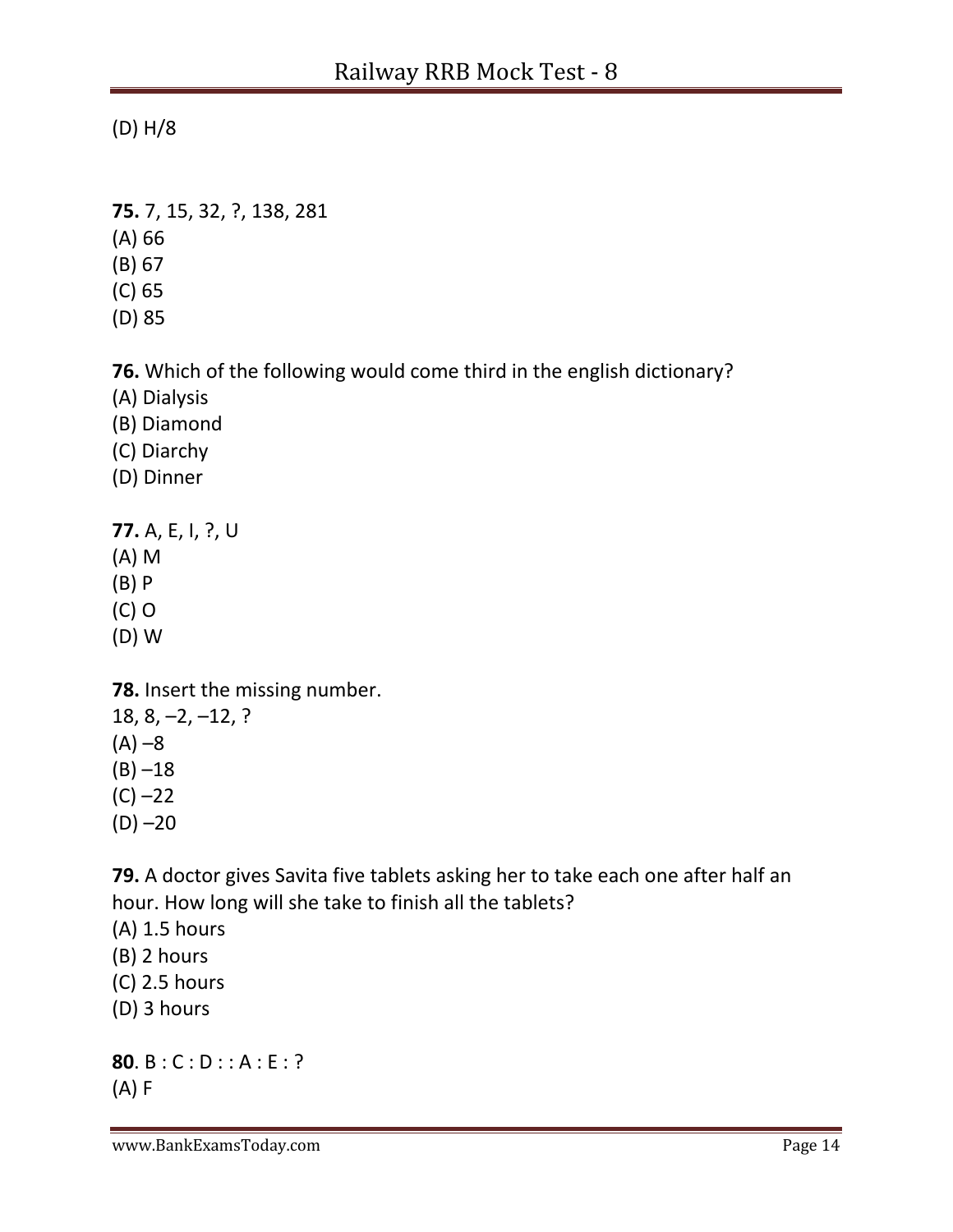(D) H/8

**75.** 7, 15, 32, ?, 138, 281
(A) 66
(B) 67
(C) 65
(D) 85

**76.** Which of the following would come third in the english dictionary?
(A) Dialysis
(B) Diamond
(C) Diarchy
(D) Dinner

**77.** A, E, I, ?, U
(A) M
(B) P
(C) O
(D) W

**78.** Insert the missing number.
18, 8, –2, –12, ?
(A) –8
(B) –18
(C) –22
(D) –20

**79.** A doctor gives Savita five tablets asking her to take each one after half an hour. How long will she take to finish all the tablets?
(A) 1.5 hours
(B) 2 hours
(C) 2.5 hours
(D) 3 hours

**80**. B : C : D : : A : E : ?
(A) F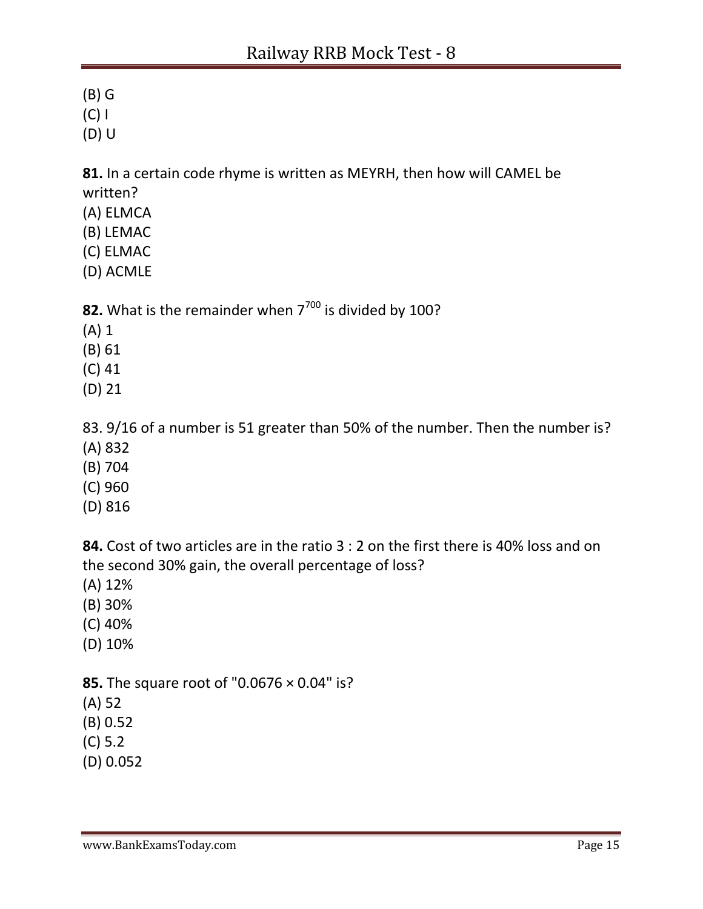(B) G
(C) I
(D) U

**81.** In a certain code rhyme is written as MEYRH, then how will CAMEL be written?
(A) ELMCA
(B) LEMAC
(C) ELMAC
(D) ACMLE

**82.** What is the remainder when $7^{700}$ is divided by 100?
(A) 1
(B) 61
(C) 41
(D) 21

83. 9/16 of a number is 51 greater than 50% of the number. Then the number is?
(A) 832
(B) 704
(C) 960
(D) 816

**84.** Cost of two articles are in the ratio 3 : 2 on the first there is 40% loss and on the second 30% gain, the overall percentage of loss?
(A) 12%
(B) 30%
(C) 40%
(D) 10%

**85.** The square root of "0.0676 × 0.04" is?
(A) 52
(B) 0.52
(C) 5.2
(D) 0.052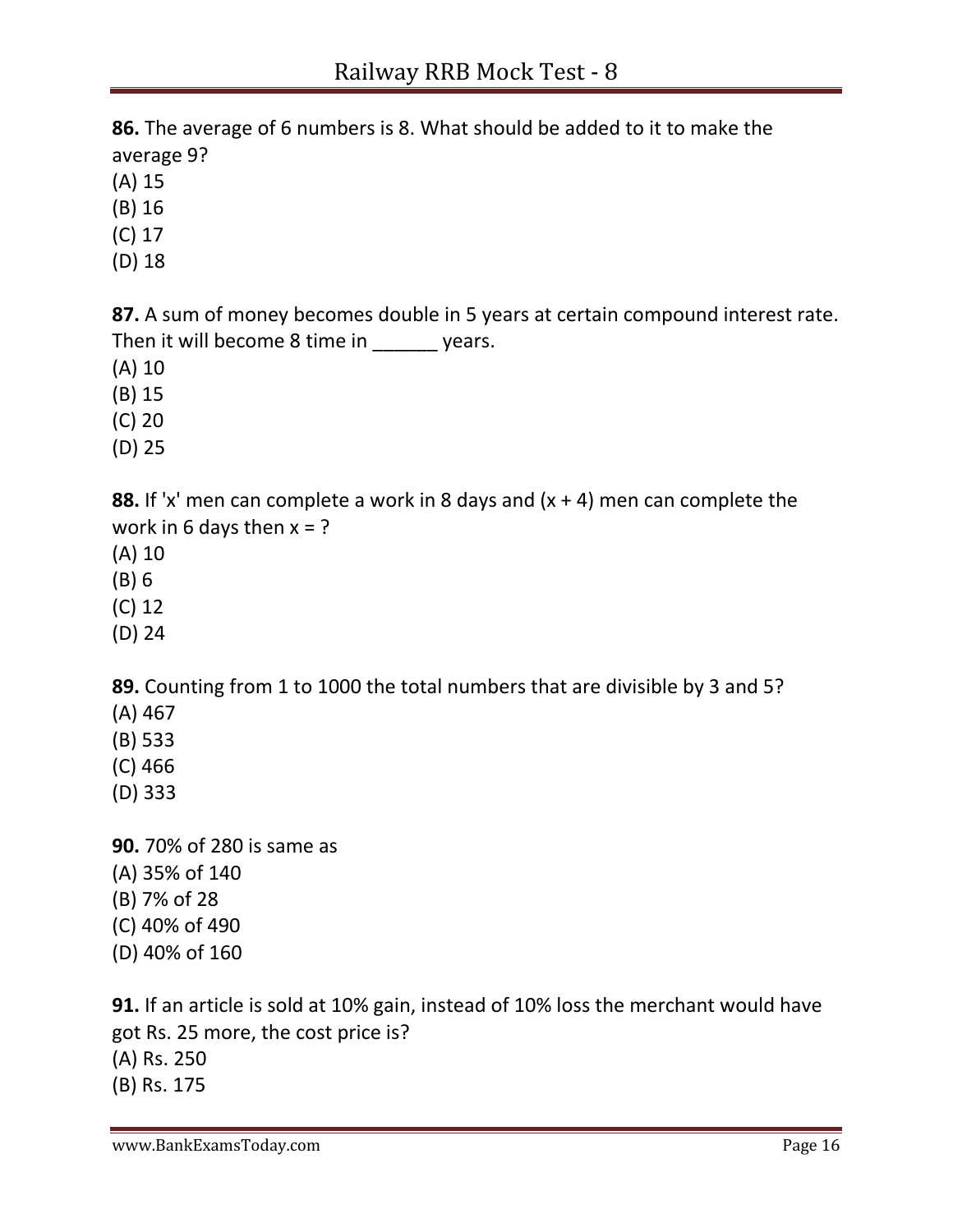**86.** The average of 6 numbers is 8. What should be added to it to make the average 9?

(A) 15
(B) 16
(C) 17
(D) 18

**87.** A sum of money becomes double in 5 years at certain compound interest rate. Then it will become 8 time in ______ years.

(A) 10
(B) 15
(C) 20
(D) 25

**88.** If 'x' men can complete a work in 8 days and (x + 4) men can complete the work in 6 days then x = ?

(A) 10
(B) 6
(C) 12
(D) 24

**89.** Counting from 1 to 1000 the total numbers that are divisible by 3 and 5?

(A) 467
(B) 533
(C) 466
(D) 333

**90.** 70% of 280 is same as

(A) 35% of 140
(B) 7% of 28
(C) 40% of 490
(D) 40% of 160

**91.** If an article is sold at 10% gain, instead of 10% loss the merchant would have got Rs. 25 more, the cost price is?

(A) Rs. 250
(B) Rs. 175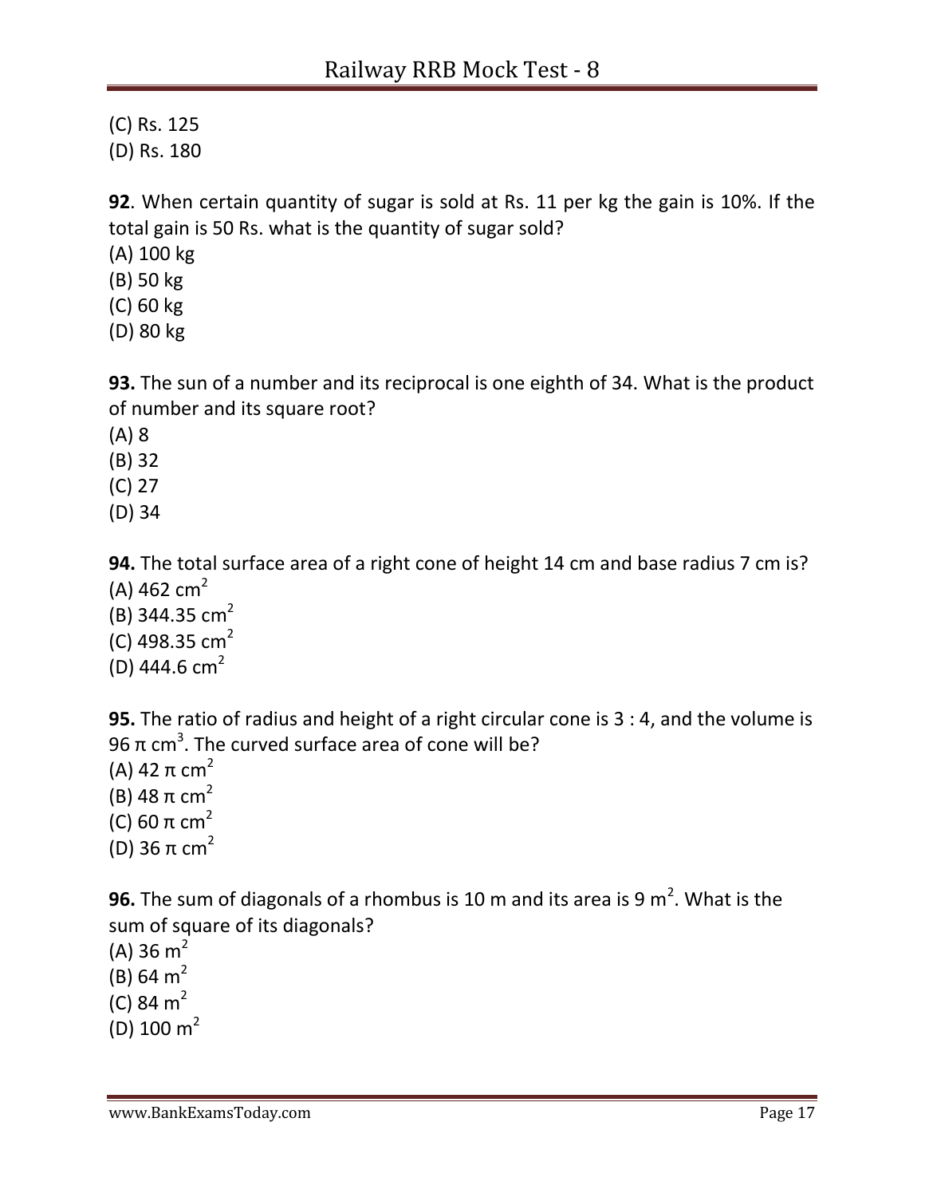(C) Rs. 125
(D) Rs. 180

**92**. When certain quantity of sugar is sold at Rs. 11 per kg the gain is 10%. If the total gain is 50 Rs. what is the quantity of sugar sold?
(A) 100 kg
(B) 50 kg
(C) 60 kg
(D) 80 kg

**93.** The sun of a number and its reciprocal is one eighth of 34. What is the product of number and its square root?
(A) 8
(B) 32
(C) 27
(D) 34

**94.** The total surface area of a right cone of height 14 cm and base radius 7 cm is?
(A) 462 $cm^2$
(B) 344.35 $cm^2$
(C) 498.35 $cm^2$
(D) 444.6 $cm^2$

**95.** The ratio of radius and height of a right circular cone is 3 : 4, and the volume is 96 π $cm^3$. The curved surface area of cone will be?
(A) 42 π $cm^2$
(B) 48 π $cm^2$
(C) 60 π $cm^2$
(D) 36 π $cm^2$

**96.** The sum of diagonals of a rhombus is 10 m and its area is 9 $m^2$. What is the sum of square of its diagonals?
(A) 36 $m^2$
(B) 64 $m^2$
(C) 84 $m^2$
(D) 100 $m^2$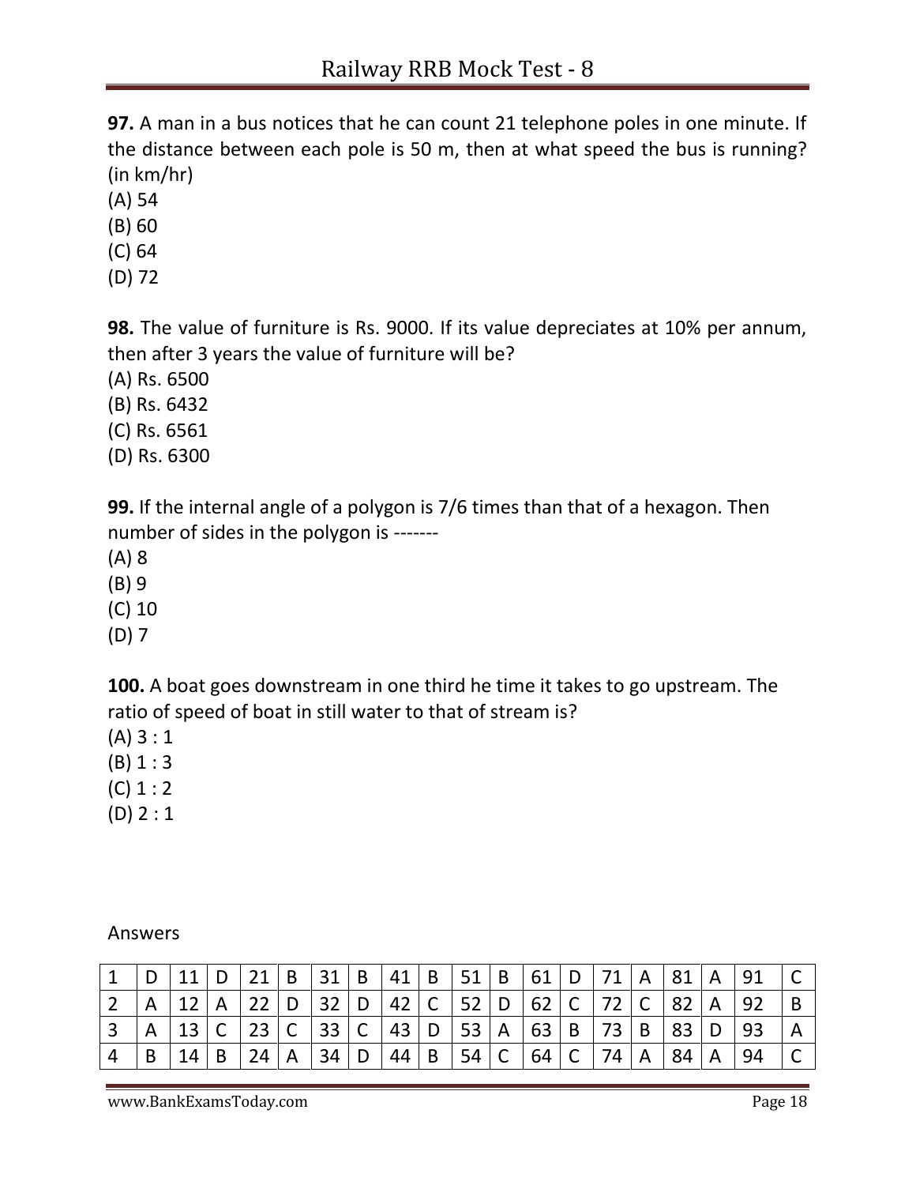**97.** A man in a bus notices that he can count 21 telephone poles in one minute. If the distance between each pole is 50 m, then at what speed the bus is running? (in km/hr)

(A) 54

(B) 60

(C) 64

(D) 72

**98.** The value of furniture is Rs. 9000. If its value depreciates at 10% per annum, then after 3 years the value of furniture will be?

(A) Rs. 6500

(B) Rs. 6432

(C) Rs. 6561

(D) Rs. 6300

**99.** If the internal angle of a polygon is 7/6 times than that of a hexagon. Then number of sides in the polygon is -------

(A) 8

(B) 9

(C) 10

(D) 7

**100.** A boat goes downstream in one third he time it takes to go upstream. The ratio of speed of boat in still water to that of stream is?

(A) 3 : 1

(B) 1 : 3

(C) 1 : 2

(D) 2 : 1

Answers

| | | | | | | | | | | | | | | | | | | | |
|---|---|---|---|---|---|---|---|---|---|---|---|---|---|---|---|---|---|---|---|
| 1 | D | 11 | D | 21 | B | 31 | B | 41 | B | 51 | B | 61 | D | 71 | A | 81 | A | 91 | C |
| 2 | A | 12 | A | 22 | D | 32 | D | 42 | C | 52 | D | 62 | C | 72 | C | 82 | A | 92 | B |
| 3 | A | 13 | C | 23 | C | 33 | C | 43 | D | 53 | A | 63 | B | 73 | B | 83 | D | 93 | A |
| 4 | B | 14 | B | 24 | A | 34 | D | 44 | B | 54 | C | 64 | C | 74 | A | 84 | A | 94 | C |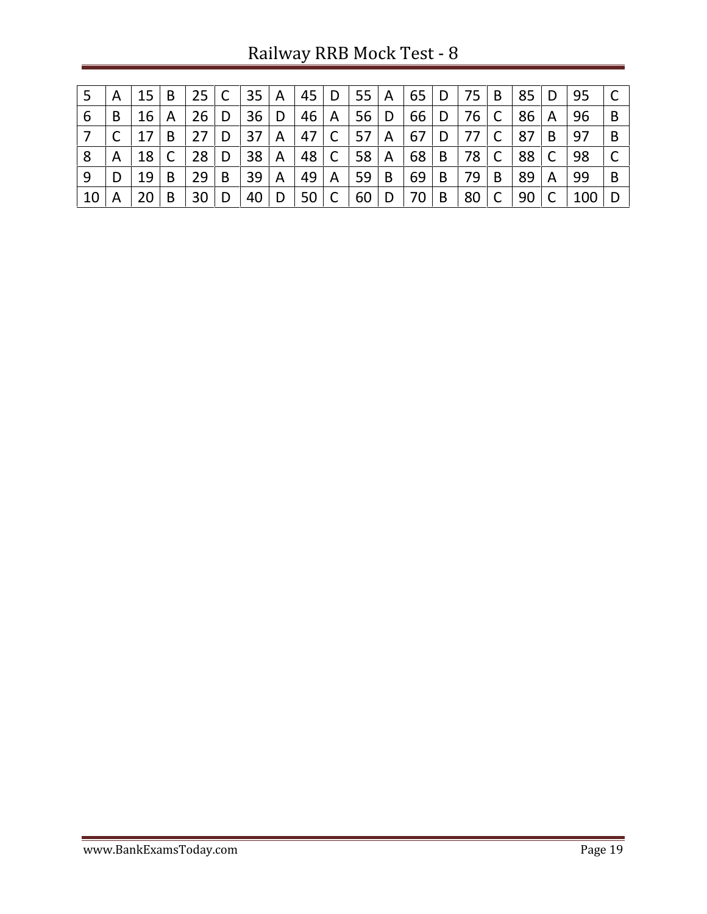| | | | | | | | | | | | | | | | | | | | |
|---|---|---|---|---|---|---|---|---|---|---|---|---|---|---|---|---|---|---|---|
| 5 | A | 15 | B | 25 | C | 35 | A | 45 | D | 55 | A | 65 | D | 75 | B | 85 | D | 95 | C |
| 6 | B | 16 | A | 26 | D | 36 | D | 46 | A | 56 | D | 66 | D | 76 | C | 86 | A | 96 | B |
| 7 | C | 17 | B | 27 | D | 37 | A | 47 | C | 57 | A | 67 | D | 77 | C | 87 | B | 97 | B |
| 8 | A | 18 | C | 28 | D | 38 | A | 48 | C | 58 | A | 68 | B | 78 | C | 88 | C | 98 | C |
| 9 | D | 19 | B | 29 | B | 39 | A | 49 | A | 59 | B | 69 | B | 79 | B | 89 | A | 99 | B |
| 10 | A | 20 | B | 30 | D | 40 | D | 50 | C | 60 | D | 70 | B | 80 | C | 90 | C | 100 | D |